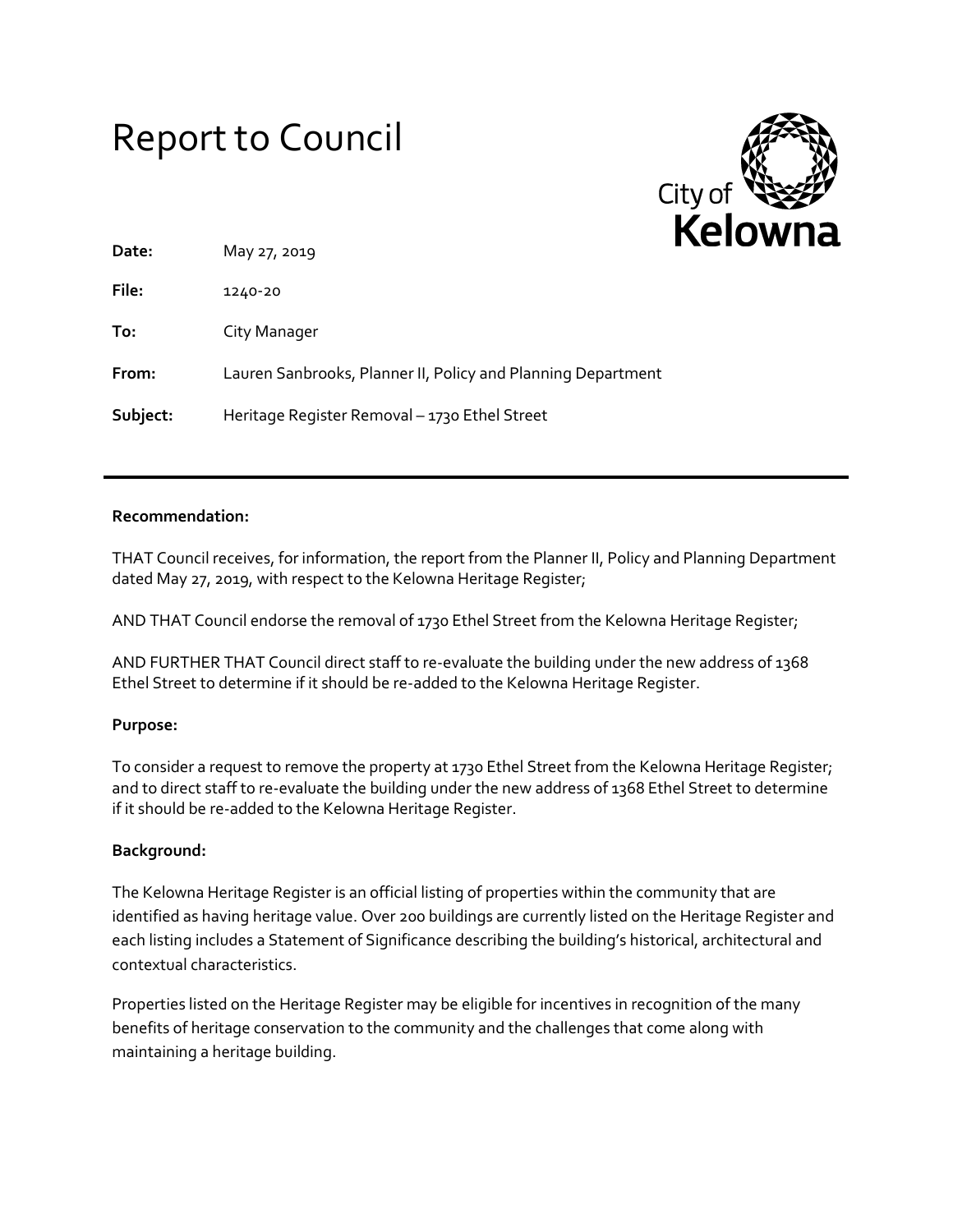# Report to Council

**Date:** May 27, 2019

**File:** 1240-20

**To:** City Manager

**From:** Lauren Sanbrooks, Planner II, Policy and Planning Department

**Subject:** Heritage Register Removal – 1730 Ethel Street

---

**Recommendation:**

THAT Council receives, for information, the report from the Planner II, Policy and Planning Department dated May 27, 2019, with respect to the Kelowna Heritage Register;

AND THAT Council endorse the removal of 1730 Ethel Street from the Kelowna Heritage Register;

AND FURTHER THAT Council direct staff to re-evaluate the building under the new address of 1368 Ethel Street to determine if it should be re-added to the Kelowna Heritage Register.

**Purpose:**

To consider a request to remove the property at 1730 Ethel Street from the Kelowna Heritage Register; and to direct staff to re-evaluate the building under the new address of 1368 Ethel Street to determine if it should be re-added to the Kelowna Heritage Register.

**Background:**

The Kelowna Heritage Register is an official listing of properties within the community that are identified as having heritage value. Over 200 buildings are currently listed on the Heritage Register and each listing includes a Statement of Significance describing the building's historical, architectural and contextual characteristics.

Properties listed on the Heritage Register may be eligible for incentives in recognition of the many benefits of heritage conservation to the community and the challenges that come along with maintaining a heritage building.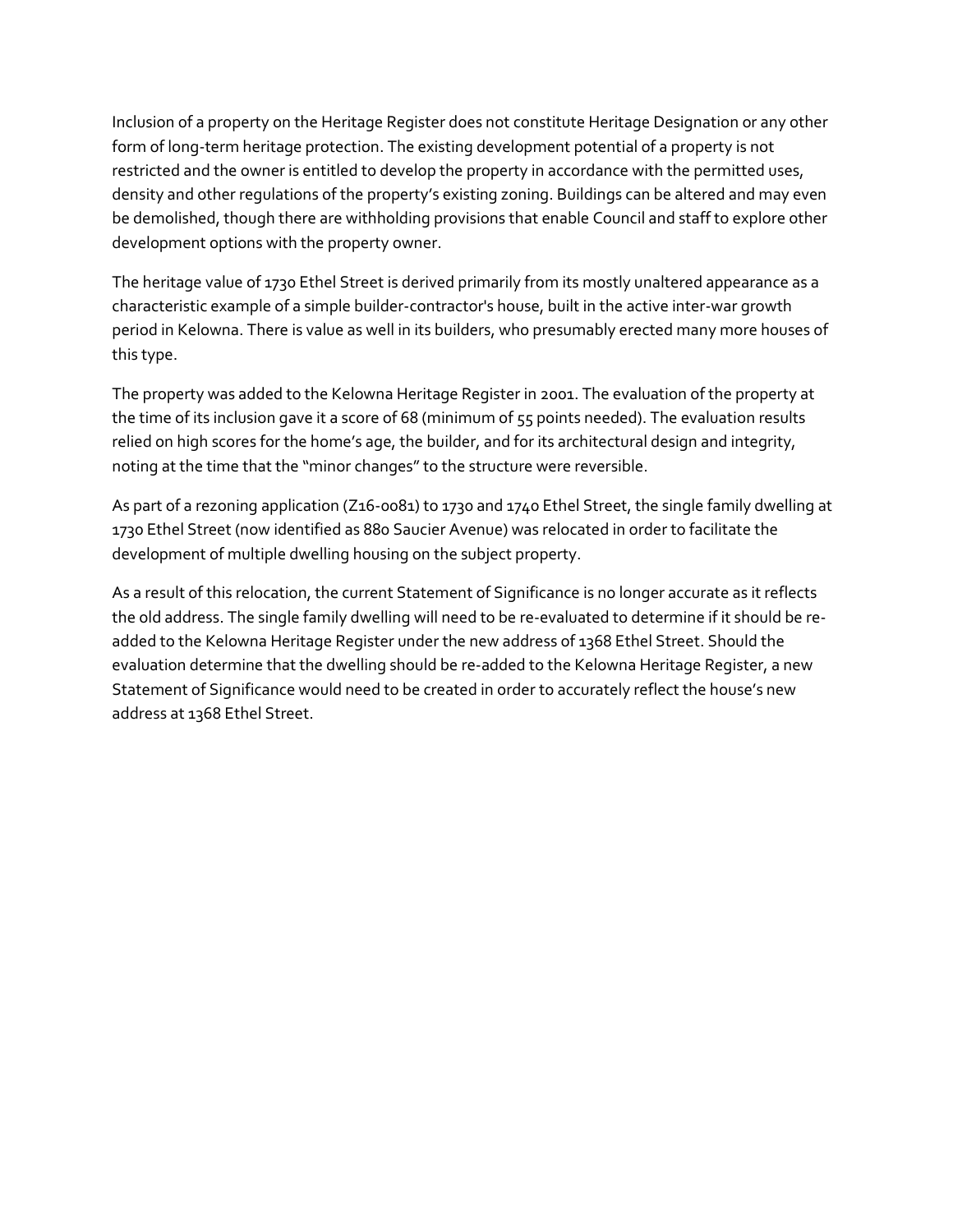Inclusion of a property on the Heritage Register does not constitute Heritage Designation or any other form of long-term heritage protection. The existing development potential of a property is not restricted and the owner is entitled to develop the property in accordance with the permitted uses, density and other regulations of the property's existing zoning. Buildings can be altered and may even be demolished, though there are withholding provisions that enable Council and staff to explore other development options with the property owner.

The heritage value of 1730 Ethel Street is derived primarily from its mostly unaltered appearance as a characteristic example of a simple builder-contractor's house, built in the active inter-war growth period in Kelowna. There is value as well in its builders, who presumably erected many more houses of this type.

The property was added to the Kelowna Heritage Register in 2001. The evaluation of the property at the time of its inclusion gave it a score of 68 (minimum of 55 points needed). The evaluation results relied on high scores for the home's age, the builder, and for its architectural design and integrity, noting at the time that the "minor changes" to the structure were reversible.

As part of a rezoning application (Z16-0081) to 1730 and 1740 Ethel Street, the single family dwelling at 1730 Ethel Street (now identified as 880 Saucier Avenue) was relocated in order to facilitate the development of multiple dwelling housing on the subject property.

As a result of this relocation, the current Statement of Significance is no longer accurate as it reflects the old address. The single family dwelling will need to be re-evaluated to determine if it should be re-added to the Kelowna Heritage Register under the new address of 1368 Ethel Street. Should the evaluation determine that the dwelling should be re-added to the Kelowna Heritage Register, a new Statement of Significance would need to be created in order to accurately reflect the house's new address at 1368 Ethel Street.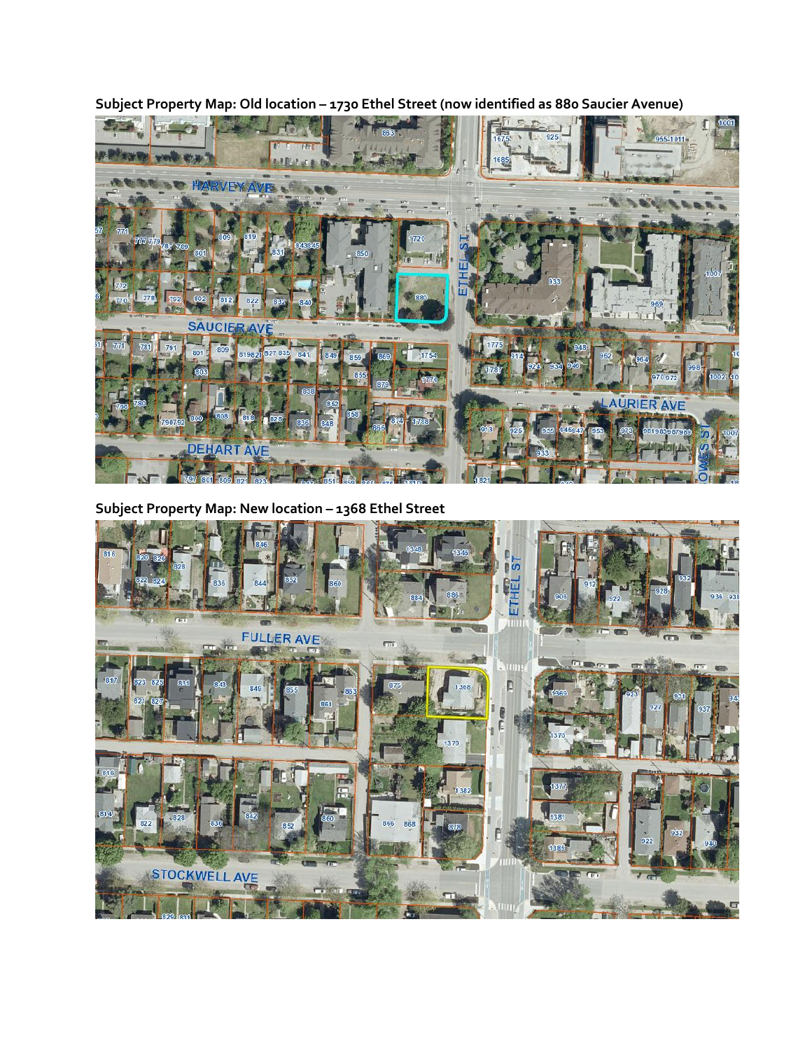**Subject Property Map: Old location – 1730 Ethel Street (now identified as 880 Saucier Avenue)**

**Subject Property Map: New location – 1368 Ethel Street**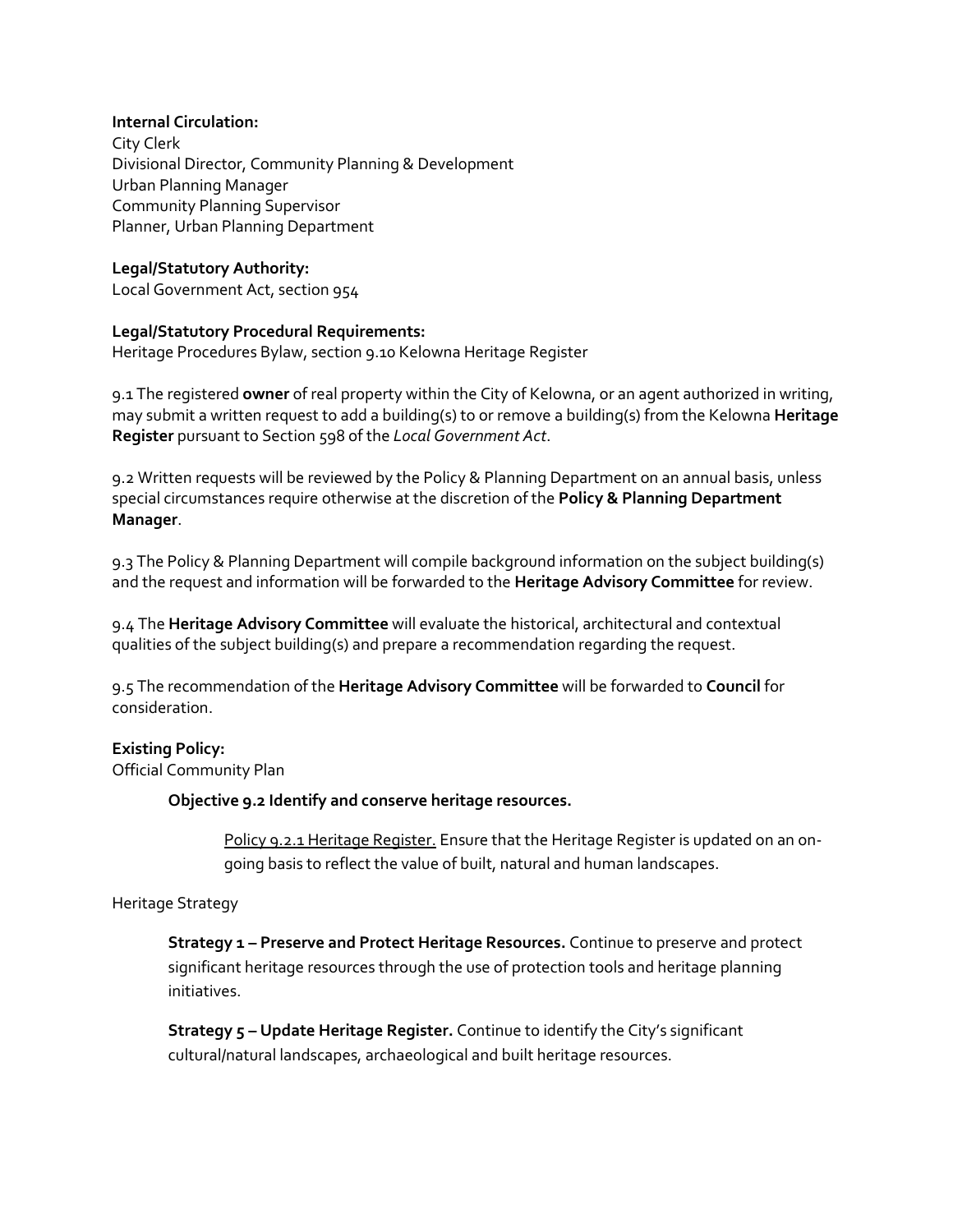**Internal Circulation:**
City Clerk
Divisional Director, Community Planning & Development
Urban Planning Manager
Community Planning Supervisor
Planner, Urban Planning Department

**Legal/Statutory Authority:**
Local Government Act, section 954

**Legal/Statutory Procedural Requirements:**
Heritage Procedures Bylaw, section 9.10 Kelowna Heritage Register

9.1 The registered **owner** of real property within the City of Kelowna, or an agent authorized in writing, may submit a written request to add a building(s) to or remove a building(s) from the Kelowna **Heritage Register** pursuant to Section 598 of the *Local Government Act*.

9.2 Written requests will be reviewed by the Policy & Planning Department on an annual basis, unless special circumstances require otherwise at the discretion of the **Policy & Planning Department Manager**.

9.3 The Policy & Planning Department will compile background information on the subject building(s) and the request and information will be forwarded to the **Heritage Advisory Committee** for review.

9.4 The **Heritage Advisory Committee** will evaluate the historical, architectural and contextual qualities of the subject building(s) and prepare a recommendation regarding the request.

9.5 The recommendation of the **Heritage Advisory Committee** will be forwarded to **Council** for consideration.

**Existing Policy:**
Official Community Plan

**Objective 9.2 Identify and conserve heritage resources.**

<u>Policy 9.2.1 Heritage Register.</u> Ensure that the Heritage Register is updated on an on-going basis to reflect the value of built, natural and human landscapes.

Heritage Strategy

**Strategy 1 – Preserve and Protect Heritage Resources.** Continue to preserve and protect significant heritage resources through the use of protection tools and heritage planning initiatives.

**Strategy 5 – Update Heritage Register.** Continue to identify the City's significant cultural/natural landscapes, archaeological and built heritage resources.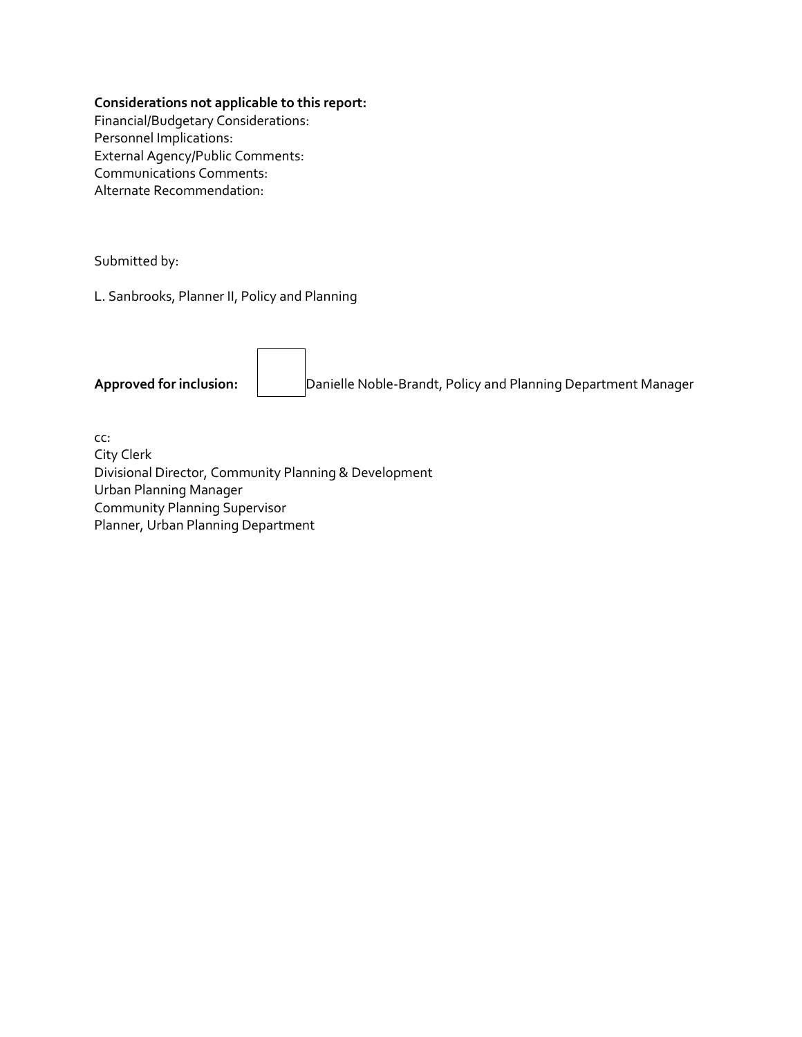**Considerations not applicable to this report:**
Financial/Budgetary Considerations:
Personnel Implications:
External Agency/Public Comments:
Communications Comments:
Alternate Recommendation:

Submitted by:

L. Sanbrooks, Planner II, Policy and Planning

**Approved for inclusion:** Danielle Noble-Brandt, Policy and Planning Department Manager

cc:
City Clerk
Divisional Director, Community Planning & Development
Urban Planning Manager
Community Planning Supervisor
Planner, Urban Planning Department